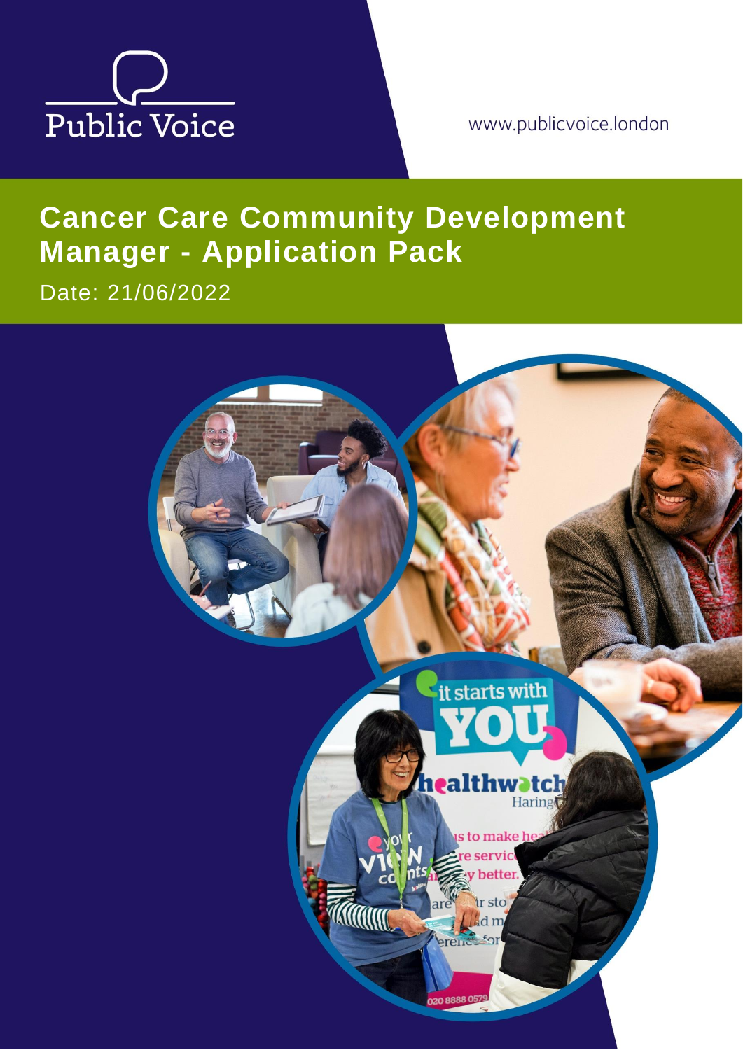Public Voice

www.publicvoice.london

# Cancer Care Community Development Manager - Application Pack

Date: 21/06/2022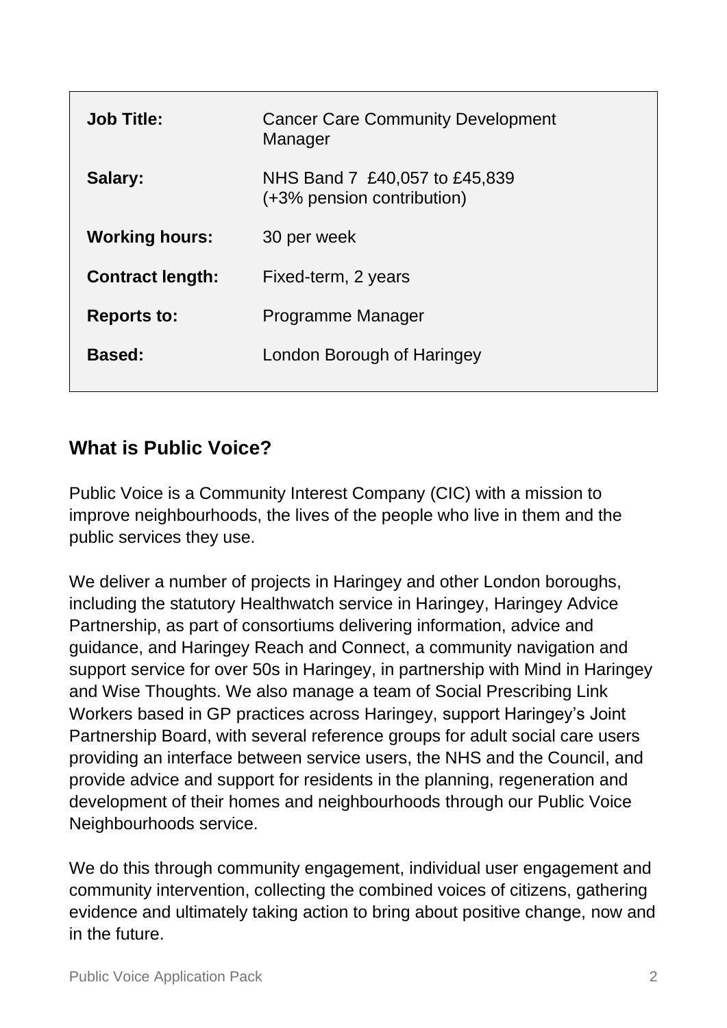| | |
|---|---|
| **Job Title:** | Cancer Care Community Development Manager |
| **Salary:** | NHS Band 7 £40,057 to £45,839 (+3% pension contribution) |
| **Working hours:** | 30 per week |
| **Contract length:** | Fixed-term, 2 years |
| **Reports to:** | Programme Manager |
| **Based:** | London Borough of Haringey |

## What is Public Voice?

Public Voice is a Community Interest Company (CIC) with a mission to improve neighbourhoods, the lives of the people who live in them and the public services they use.

We deliver a number of projects in Haringey and other London boroughs, including the statutory Healthwatch service in Haringey, Haringey Advice Partnership, as part of consortiums delivering information, advice and guidance, and Haringey Reach and Connect, a community navigation and support service for over 50s in Haringey, in partnership with Mind in Haringey and Wise Thoughts. We also manage a team of Social Prescribing Link Workers based in GP practices across Haringey, support Haringey's Joint Partnership Board, with several reference groups for adult social care users providing an interface between service users, the NHS and the Council, and provide advice and support for residents in the planning, regeneration and development of their homes and neighbourhoods through our Public Voice Neighbourhoods service.

We do this through community engagement, individual user engagement and community intervention, collecting the combined voices of citizens, gathering evidence and ultimately taking action to bring about positive change, now and in the future.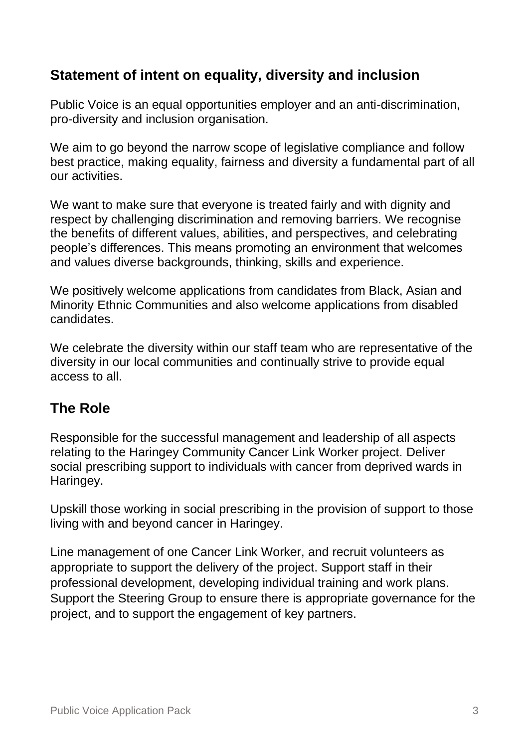## Statement of intent on equality, diversity and inclusion

Public Voice is an equal opportunities employer and an anti-discrimination, pro-diversity and inclusion organisation.

We aim to go beyond the narrow scope of legislative compliance and follow best practice, making equality, fairness and diversity a fundamental part of all our activities.

We want to make sure that everyone is treated fairly and with dignity and respect by challenging discrimination and removing barriers. We recognise the benefits of different values, abilities, and perspectives, and celebrating people's differences. This means promoting an environment that welcomes and values diverse backgrounds, thinking, skills and experience.

We positively welcome applications from candidates from Black, Asian and Minority Ethnic Communities and also welcome applications from disabled candidates.

We celebrate the diversity within our staff team who are representative of the diversity in our local communities and continually strive to provide equal access to all.

## The Role

Responsible for the successful management and leadership of all aspects relating to the Haringey Community Cancer Link Worker project. Deliver social prescribing support to individuals with cancer from deprived wards in Haringey.

Upskill those working in social prescribing in the provision of support to those living with and beyond cancer in Haringey.

Line management of one Cancer Link Worker, and recruit volunteers as appropriate to support the delivery of the project. Support staff in their professional development, developing individual training and work plans. Support the Steering Group to ensure there is appropriate governance for the project, and to support the engagement of key partners.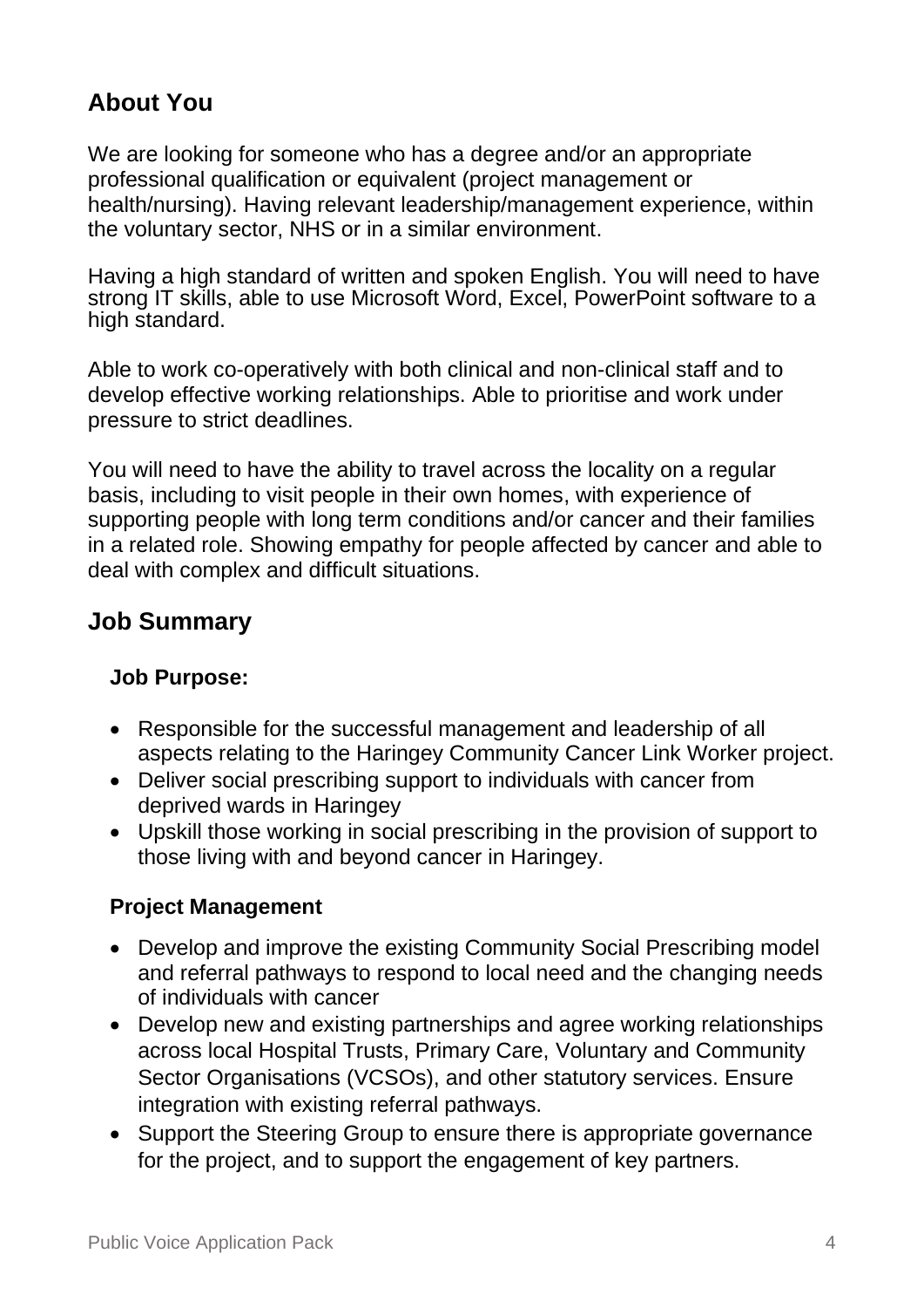## About You

We are looking for someone who has a degree and/or an appropriate professional qualification or equivalent (project management or health/nursing). Having relevant leadership/management experience, within the voluntary sector, NHS or in a similar environment.

Having a high standard of written and spoken English. You will need to have strong IT skills, able to use Microsoft Word, Excel, PowerPoint software to a high standard.

Able to work co-operatively with both clinical and non-clinical staff and to develop effective working relationships. Able to prioritise and work under pressure to strict deadlines.

You will need to have the ability to travel across the locality on a regular basis, including to visit people in their own homes, with experience of supporting people with long term conditions and/or cancer and their families in a related role. Showing empathy for people affected by cancer and able to deal with complex and difficult situations.

## Job Summary

### Job Purpose:

- Responsible for the successful management and leadership of all aspects relating to the Haringey Community Cancer Link Worker project.
- Deliver social prescribing support to individuals with cancer from deprived wards in Haringey
- Upskill those working in social prescribing in the provision of support to those living with and beyond cancer in Haringey.

### Project Management

- Develop and improve the existing Community Social Prescribing model and referral pathways to respond to local need and the changing needs of individuals with cancer
- Develop new and existing partnerships and agree working relationships across local Hospital Trusts, Primary Care, Voluntary and Community Sector Organisations (VCSOs), and other statutory services. Ensure integration with existing referral pathways.
- Support the Steering Group to ensure there is appropriate governance for the project, and to support the engagement of key partners.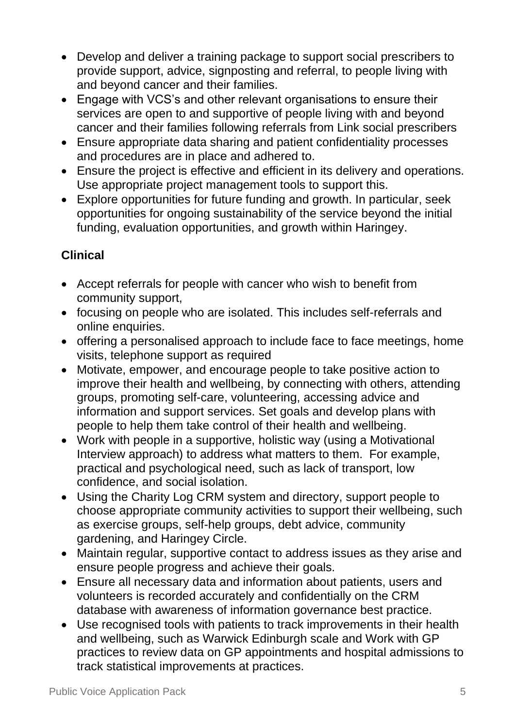- Develop and deliver a training package to support social prescribers to provide support, advice, signposting and referral, to people living with and beyond cancer and their families.
- Engage with VCS's and other relevant organisations to ensure their services are open to and supportive of people living with and beyond cancer and their families following referrals from Link social prescribers
- Ensure appropriate data sharing and patient confidentiality processes and procedures are in place and adhered to.
- Ensure the project is effective and efficient in its delivery and operations. Use appropriate project management tools to support this.
- Explore opportunities for future funding and growth. In particular, seek opportunities for ongoing sustainability of the service beyond the initial funding, evaluation opportunities, and growth within Haringey.

**Clinical**

- Accept referrals for people with cancer who wish to benefit from community support,
- focusing on people who are isolated. This includes self-referrals and online enquiries.
- offering a personalised approach to include face to face meetings, home visits, telephone support as required
- Motivate, empower, and encourage people to take positive action to improve their health and wellbeing, by connecting with others, attending groups, promoting self-care, volunteering, accessing advice and information and support services. Set goals and develop plans with people to help them take control of their health and wellbeing.
- Work with people in a supportive, holistic way (using a Motivational Interview approach) to address what matters to them. For example, practical and psychological need, such as lack of transport, low confidence, and social isolation.
- Using the Charity Log CRM system and directory, support people to choose appropriate community activities to support their wellbeing, such as exercise groups, self-help groups, debt advice, community gardening, and Haringey Circle.
- Maintain regular, supportive contact to address issues as they arise and ensure people progress and achieve their goals.
- Ensure all necessary data and information about patients, users and volunteers is recorded accurately and confidentially on the CRM database with awareness of information governance best practice.
- Use recognised tools with patients to track improvements in their health and wellbeing, such as Warwick Edinburgh scale and Work with GP practices to review data on GP appointments and hospital admissions to track statistical improvements at practices.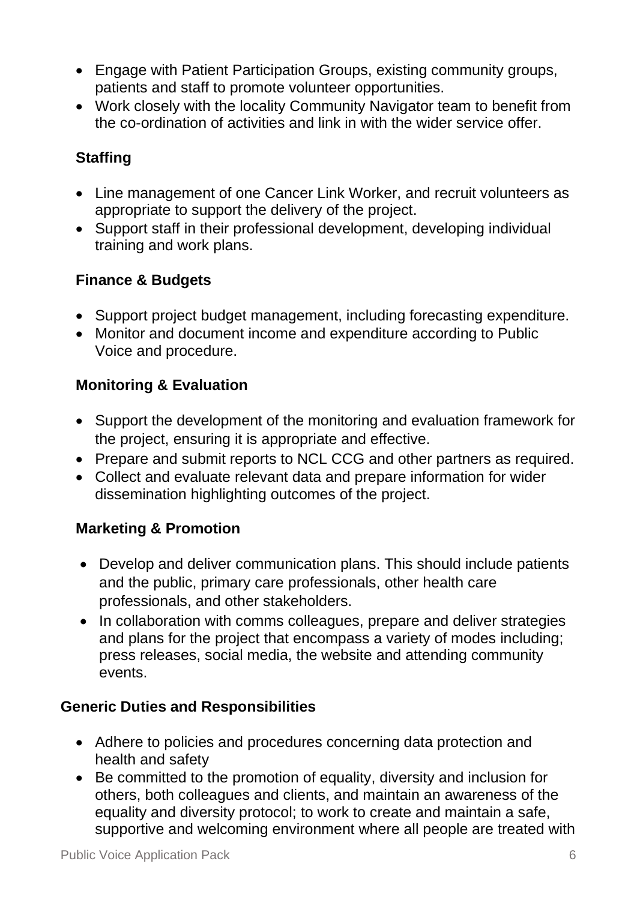- Engage with Patient Participation Groups, existing community groups, patients and staff to promote volunteer opportunities.
- Work closely with the locality Community Navigator team to benefit from the co-ordination of activities and link in with the wider service offer.

### Staffing

- Line management of one Cancer Link Worker, and recruit volunteers as appropriate to support the delivery of the project.
- Support staff in their professional development, developing individual training and work plans.

### Finance & Budgets

- Support project budget management, including forecasting expenditure.
- Monitor and document income and expenditure according to Public Voice and procedure.

### Monitoring & Evaluation

- Support the development of the monitoring and evaluation framework for the project, ensuring it is appropriate and effective.
- Prepare and submit reports to NCL CCG and other partners as required.
- Collect and evaluate relevant data and prepare information for wider dissemination highlighting outcomes of the project.

### Marketing & Promotion

- Develop and deliver communication plans. This should include patients and the public, primary care professionals, other health care professionals, and other stakeholders.
- In collaboration with comms colleagues, prepare and deliver strategies and plans for the project that encompass a variety of modes including; press releases, social media, the website and attending community events.

### Generic Duties and Responsibilities

- Adhere to policies and procedures concerning data protection and health and safety
- Be committed to the promotion of equality, diversity and inclusion for others, both colleagues and clients, and maintain an awareness of the equality and diversity protocol; to work to create and maintain a safe, supportive and welcoming environment where all people are treated with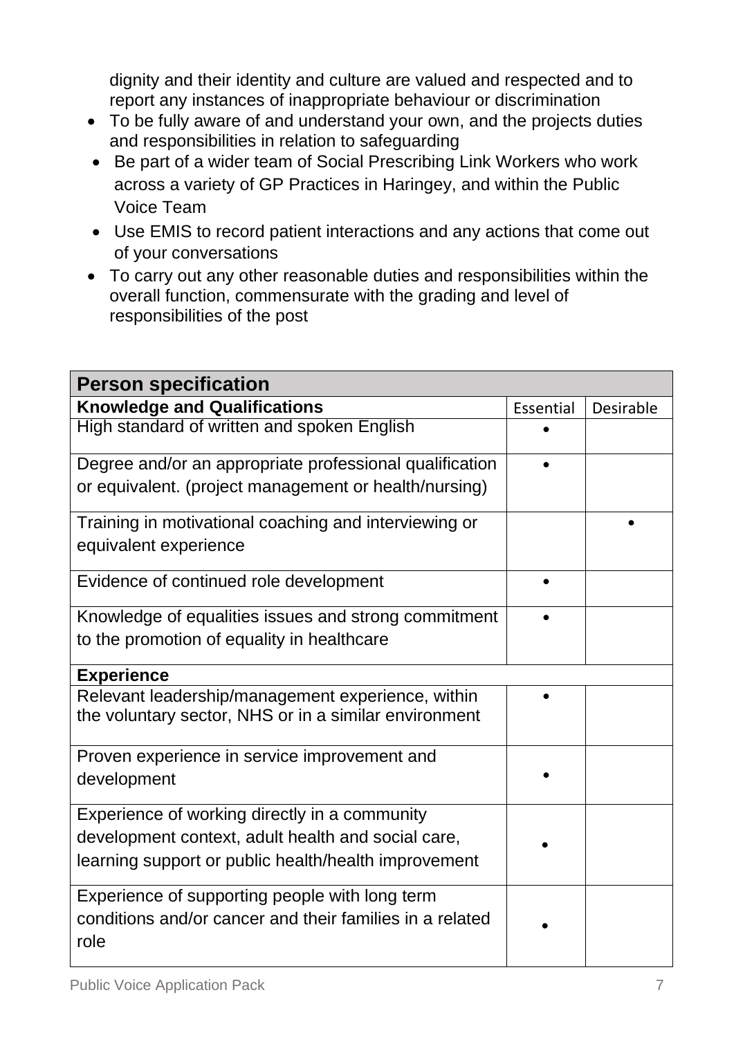dignity and their identity and culture are valued and respected and to report any instances of inappropriate behaviour or discrimination

- To be fully aware of and understand your own, and the projects duties and responsibilities in relation to safeguarding
- Be part of a wider team of Social Prescribing Link Workers who work across a variety of GP Practices in Haringey, and within the Public Voice Team
- Use EMIS to record patient interactions and any actions that come out of your conversations
- To carry out any other reasonable duties and responsibilities within the overall function, commensurate with the grading and level of responsibilities of the post

| **Person specification** | | |
|---|---|---|
| **Knowledge and Qualifications** | Essential | Desirable |
| High standard of written and spoken English | • | |
| Degree and/or an appropriate professional qualification or equivalent. (project management or health/nursing) | • | |
| Training in motivational coaching and interviewing or equivalent experience | | • |
| Evidence of continued role development | • | |
| Knowledge of equalities issues and strong commitment to the promotion of equality in healthcare | • | |
| **Experience** | | |
| Relevant leadership/management experience, within the voluntary sector, NHS or in a similar environment | • | |
| Proven experience in service improvement and development | • | |
| Experience of working directly in a community development context, adult health and social care, learning support or public health/health improvement | • | |
| Experience of supporting people with long term conditions and/or cancer and their families in a related role | • | |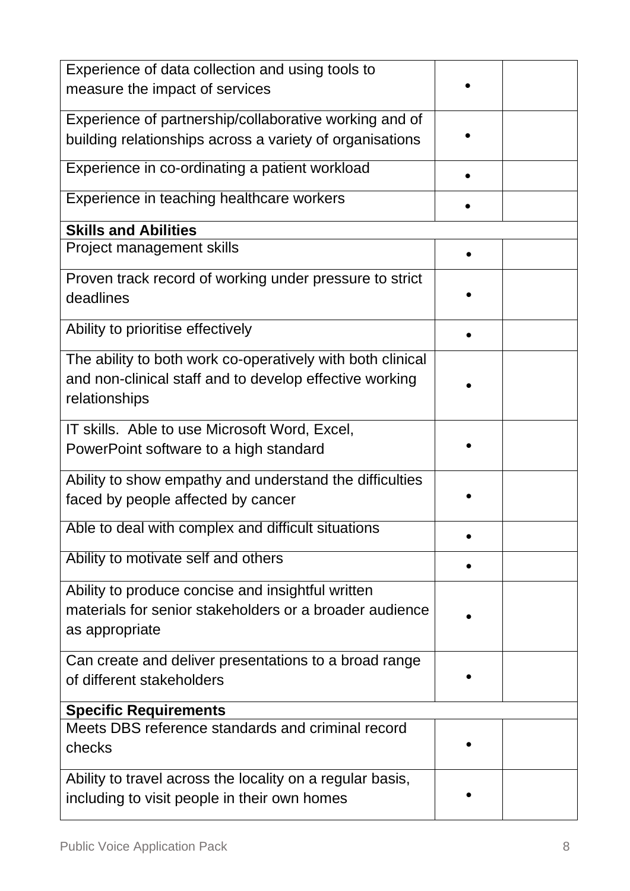| | | |
|---|---|---|
| Experience of data collection and using tools to measure the impact of services | • | |
| Experience of partnership/collaborative working and of building relationships across a variety of organisations | • | |
| Experience in co-ordinating a patient workload | • | |
| Experience in teaching healthcare workers | • | |
| **Skills and Abilities** | | |
| Project management skills | • | |
| Proven track record of working under pressure to strict deadlines | • | |
| Ability to prioritise effectively | • | |
| The ability to both work co-operatively with both clinical and non-clinical staff and to develop effective working relationships | • | |
| IT skills. Able to use Microsoft Word, Excel, PowerPoint software to a high standard | • | |
| Ability to show empathy and understand the difficulties faced by people affected by cancer | • | |
| Able to deal with complex and difficult situations | • | |
| Ability to motivate self and others | • | |
| Ability to produce concise and insightful written materials for senior stakeholders or a broader audience as appropriate | • | |
| Can create and deliver presentations to a broad range of different stakeholders | • | |
| **Specific Requirements** | | |
| Meets DBS reference standards and criminal record checks | • | |
| Ability to travel across the locality on a regular basis, including to visit people in their own homes | • | |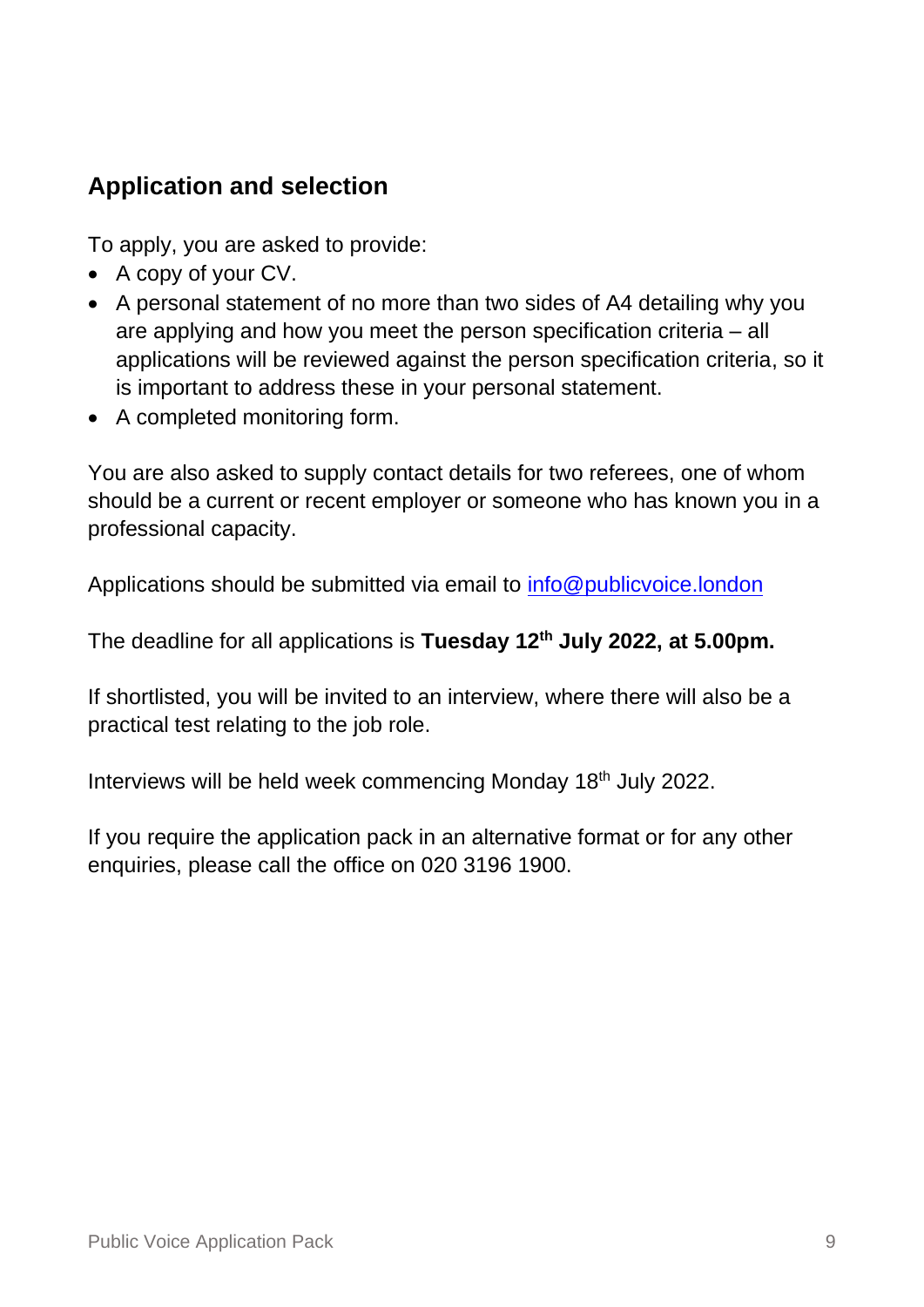## Application and selection

To apply, you are asked to provide:

- A copy of your CV.
- A personal statement of no more than two sides of A4 detailing why you are applying and how you meet the person specification criteria – all applications will be reviewed against the person specification criteria, so it is important to address these in your personal statement.
- A completed monitoring form.

You are also asked to supply contact details for two referees, one of whom should be a current or recent employer or someone who has known you in a professional capacity.

Applications should be submitted via email to info@publicvoice.london

The deadline for all applications is **Tuesday 12th July 2022, at 5.00pm.**

If shortlisted, you will be invited to an interview, where there will also be a practical test relating to the job role.

Interviews will be held week commencing Monday 18th July 2022.

If you require the application pack in an alternative format or for any other enquiries, please call the office on 020 3196 1900.